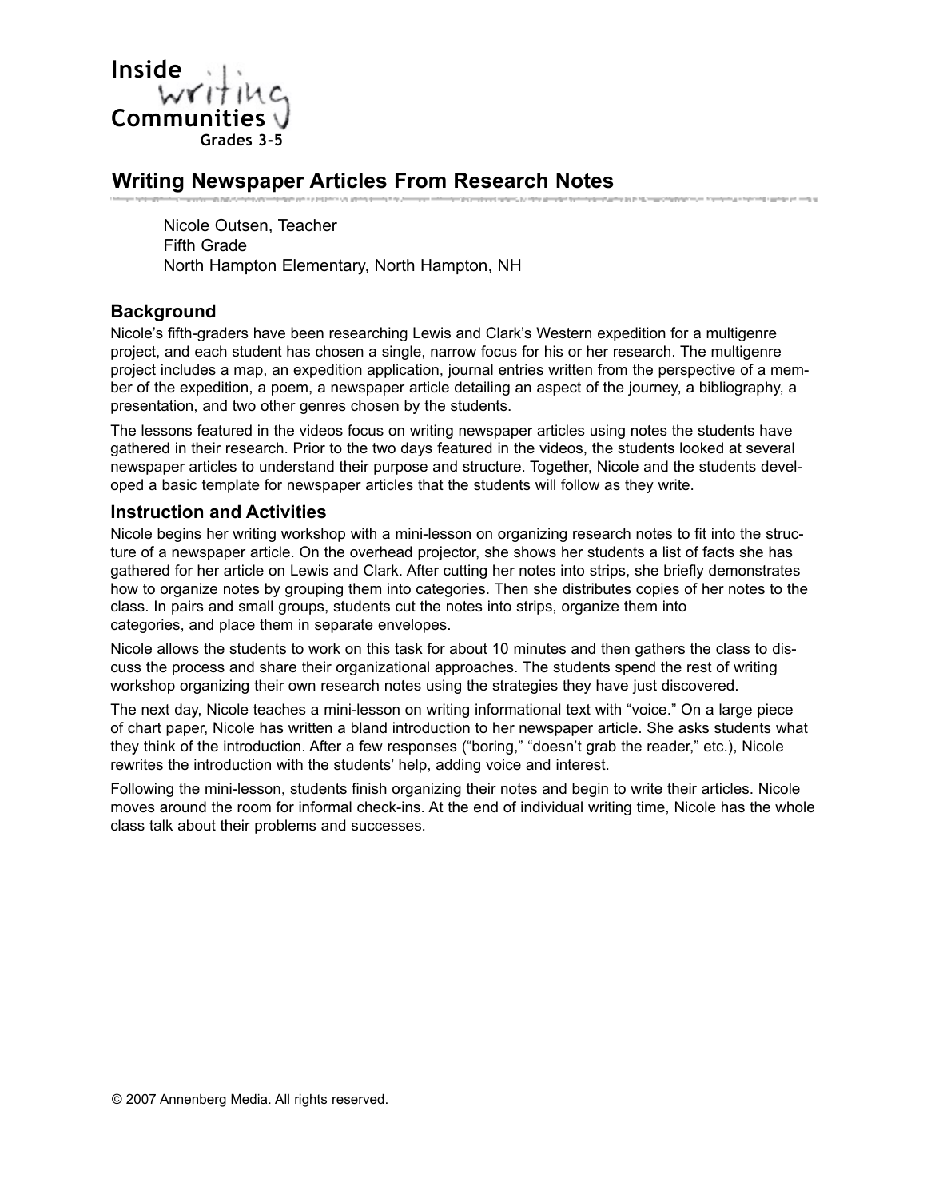Inside Writing Communities
Grades 3-5

# Writing Newspaper Articles From Research Notes

Nicole Outsen, Teacher
Fifth Grade
North Hampton Elementary, North Hampton, NH

## Background

Nicole's fifth-graders have been researching Lewis and Clark's Western expedition for a multigenre project, and each student has chosen a single, narrow focus for his or her research. The multigenre project includes a map, an expedition application, journal entries written from the perspective of a member of the expedition, a poem, a newspaper article detailing an aspect of the journey, a bibliography, a presentation, and two other genres chosen by the students.

The lessons featured in the videos focus on writing newspaper articles using notes the students have gathered in their research. Prior to the two days featured in the videos, the students looked at several newspaper articles to understand their purpose and structure. Together, Nicole and the students developed a basic template for newspaper articles that the students will follow as they write.

## Instruction and Activities

Nicole begins her writing workshop with a mini-lesson on organizing research notes to fit into the structure of a newspaper article. On the overhead projector, she shows her students a list of facts she has gathered for her article on Lewis and Clark. After cutting her notes into strips, she briefly demonstrates how to organize notes by grouping them into categories. Then she distributes copies of her notes to the class. In pairs and small groups, students cut the notes into strips, organize them into categories, and place them in separate envelopes.

Nicole allows the students to work on this task for about 10 minutes and then gathers the class to discuss the process and share their organizational approaches. The students spend the rest of writing workshop organizing their own research notes using the strategies they have just discovered.

The next day, Nicole teaches a mini-lesson on writing informational text with "voice." On a large piece of chart paper, Nicole has written a bland introduction to her newspaper article. She asks students what they think of the introduction. After a few responses ("boring," "doesn't grab the reader," etc.), Nicole rewrites the introduction with the students' help, adding voice and interest.

Following the mini-lesson, students finish organizing their notes and begin to write their articles. Nicole moves around the room for informal check-ins. At the end of individual writing time, Nicole has the whole class talk about their problems and successes.

© 2007 Annenberg Media. All rights reserved.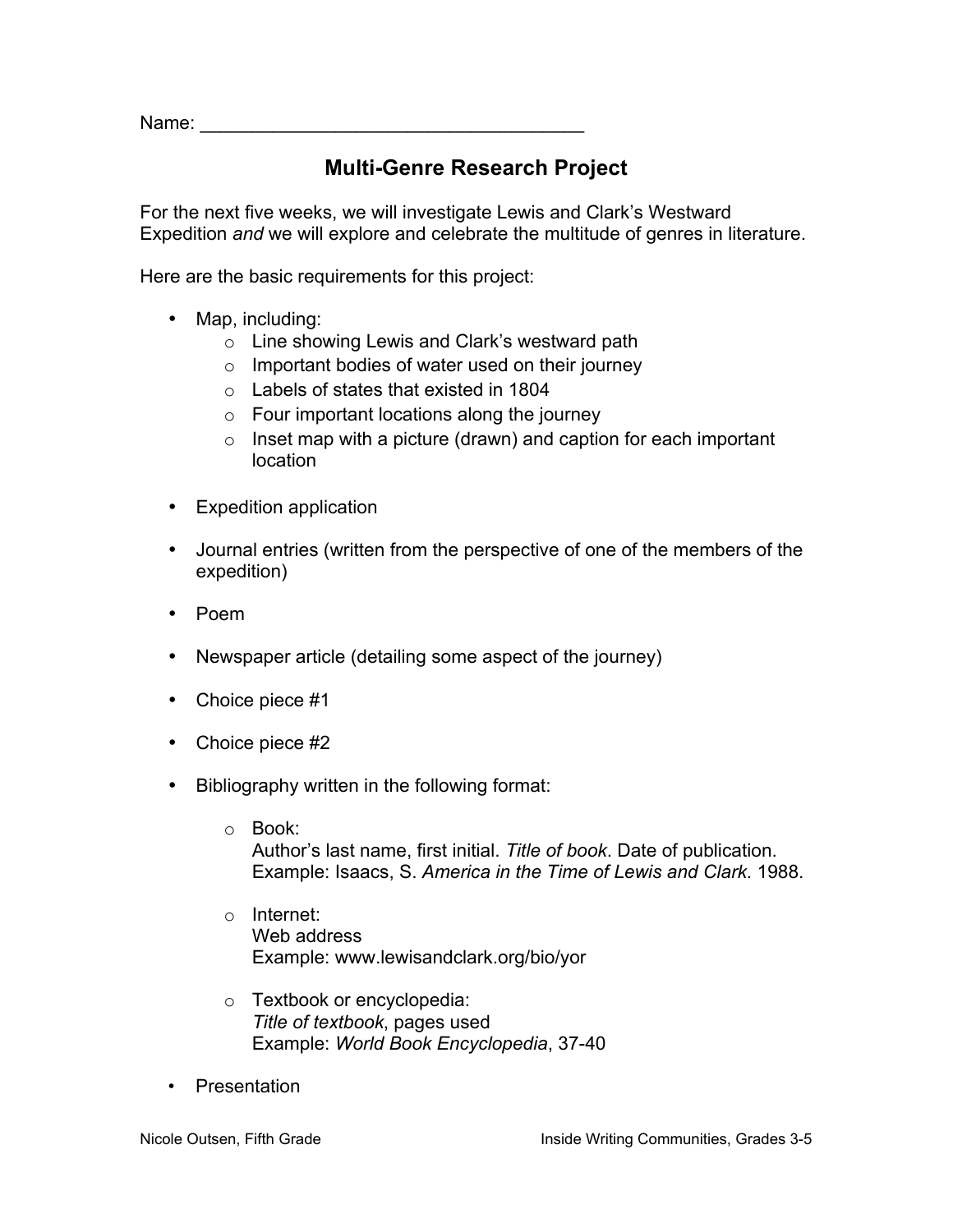Name: ___________________________________

# Multi-Genre Research Project

For the next five weeks, we will investigate Lewis and Clark's Westward Expedition *and* we will explore and celebrate the multitude of genres in literature.

Here are the basic requirements for this project:

- Map, including:
  - Line showing Lewis and Clark's westward path
  - Important bodies of water used on their journey
  - Labels of states that existed in 1804
  - Four important locations along the journey
  - Inset map with a picture (drawn) and caption for each important location
- Expedition application
- Journal entries (written from the perspective of one of the members of the expedition)
- Poem
- Newspaper article (detailing some aspect of the journey)
- Choice piece #1
- Choice piece #2
- Bibliography written in the following format:
  - Book:
    Author's last name, first initial. *Title of book*. Date of publication.
    Example: Isaacs, S. *America in the Time of Lewis and Clark*. 1988.
  - Internet:
    Web address
    Example: www.lewisandclark.org/bio/yor
  - Textbook or encyclopedia:
    *Title of textbook*, pages used
    Example: *World Book Encyclopedia*, 37-40
- Presentation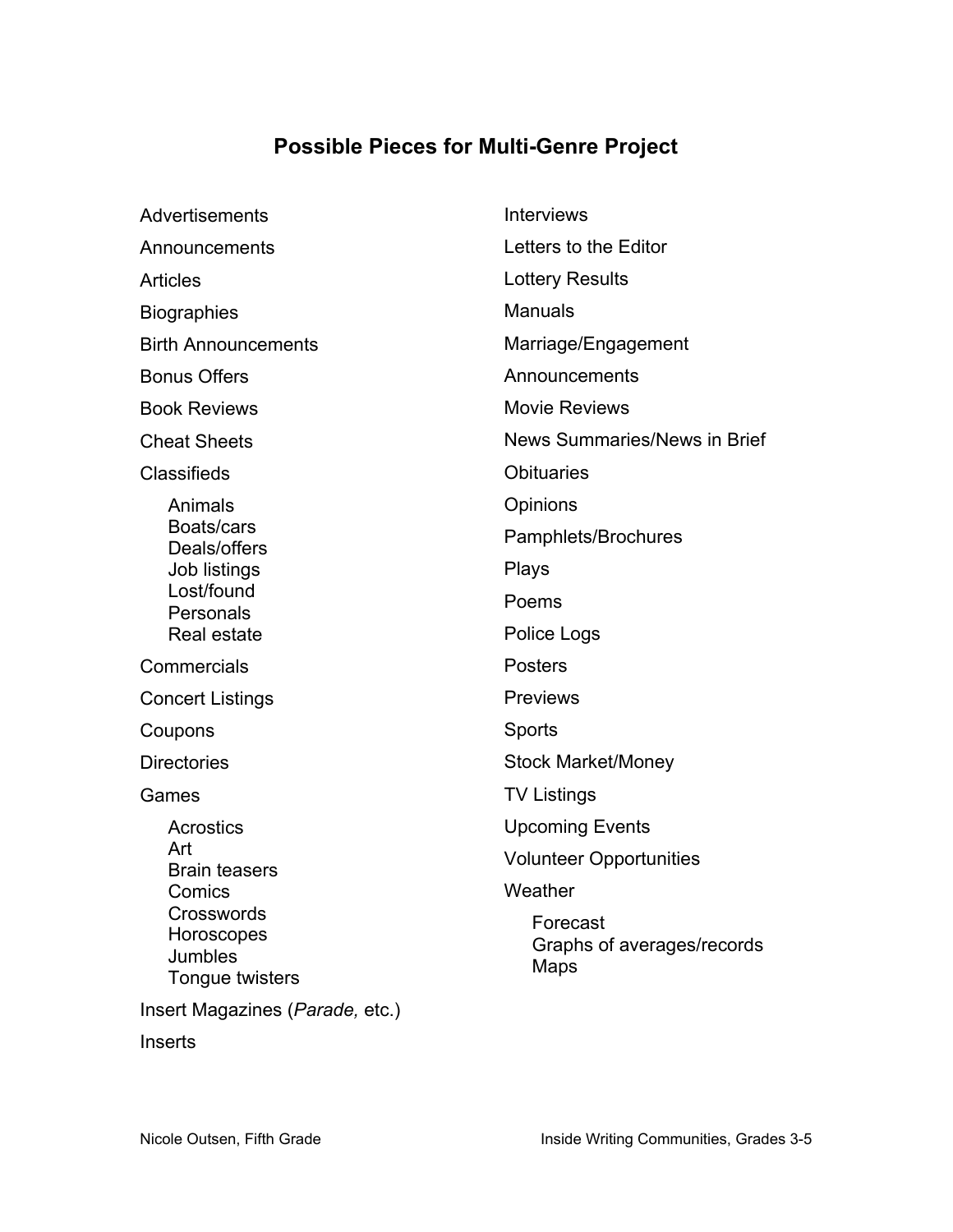## Possible Pieces for Multi-Genre Project

- Advertisements
- Announcements
- Articles
- Biographies
- Birth Announcements
- Bonus Offers
- Book Reviews
- Cheat Sheets
- Classifieds
  - Animals
  - Boats/cars
  - Deals/offers
  - Job listings
  - Lost/found
  - Personals
  - Real estate
- Commercials
- Concert Listings
- Coupons
- Directories
- Games
  - Acrostics
  - Art
  - Brain teasers
  - Comics
  - Crosswords
  - Horoscopes
  - Jumbles
  - Tongue twisters
- Insert Magazines (*Parade,* etc.)
- Inserts
- Interviews
- Letters to the Editor
- Lottery Results
- Manuals
- Marriage/Engagement Announcements
- Movie Reviews
- News Summaries/News in Brief
- Obituaries
- Opinions
- Pamphlets/Brochures
- Plays
- Poems
- Police Logs
- Posters
- Previews
- Sports
- Stock Market/Money
- TV Listings
- Upcoming Events
- Volunteer Opportunities
- Weather
  - Forecast
  - Graphs of averages/records
  - Maps

Nicole Outsen, Fifth Grade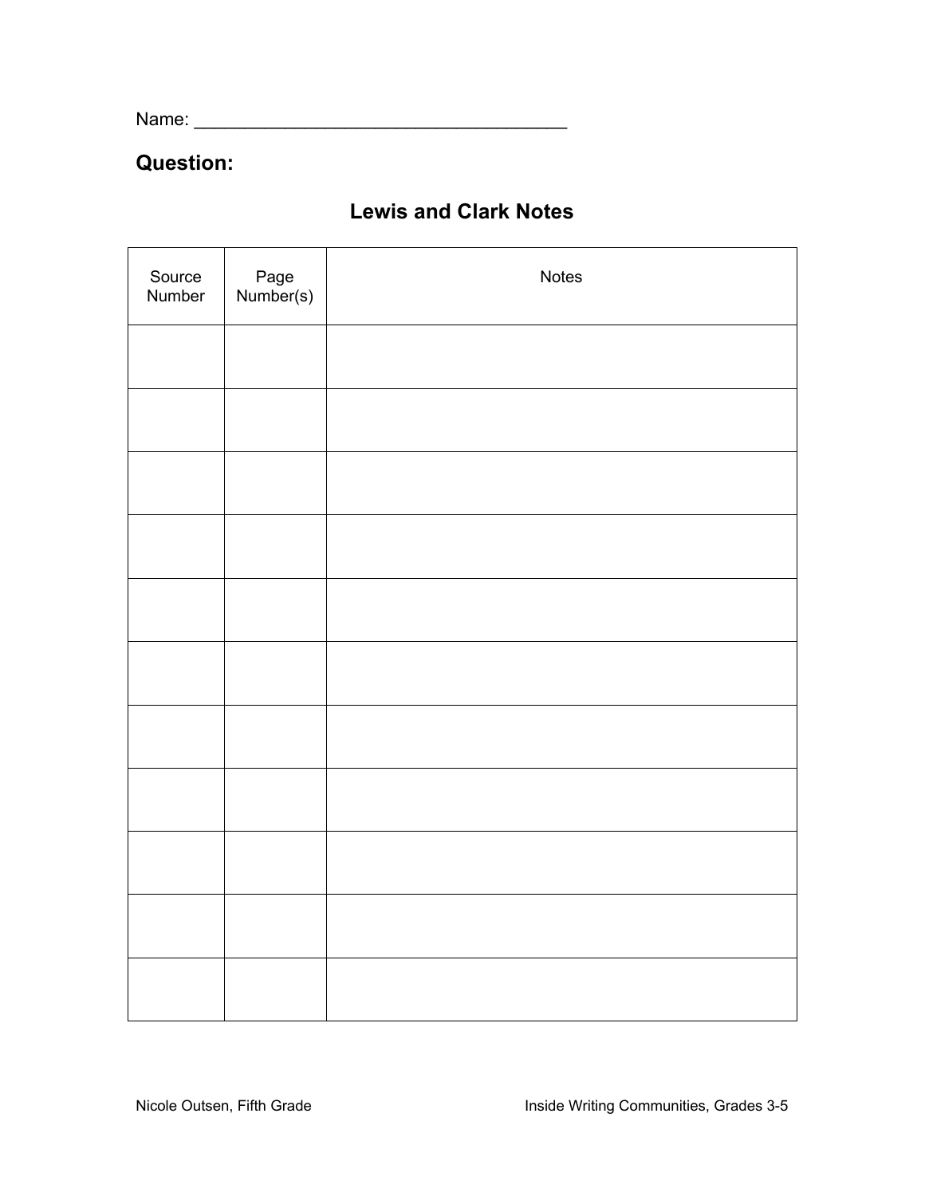Name: _____________________________________

**Question:**

## Lewis and Clark Notes

| Source Number | Page Number(s) | Notes |
|---|---|---|
| | | |
| | | |
| | | |
| | | |
| | | |
| | | |
| | | |
| | | |
| | | |
| | | |
| | | |

Nicole Outsen, Fifth Grade

Inside Writing Communities, Grades 3-5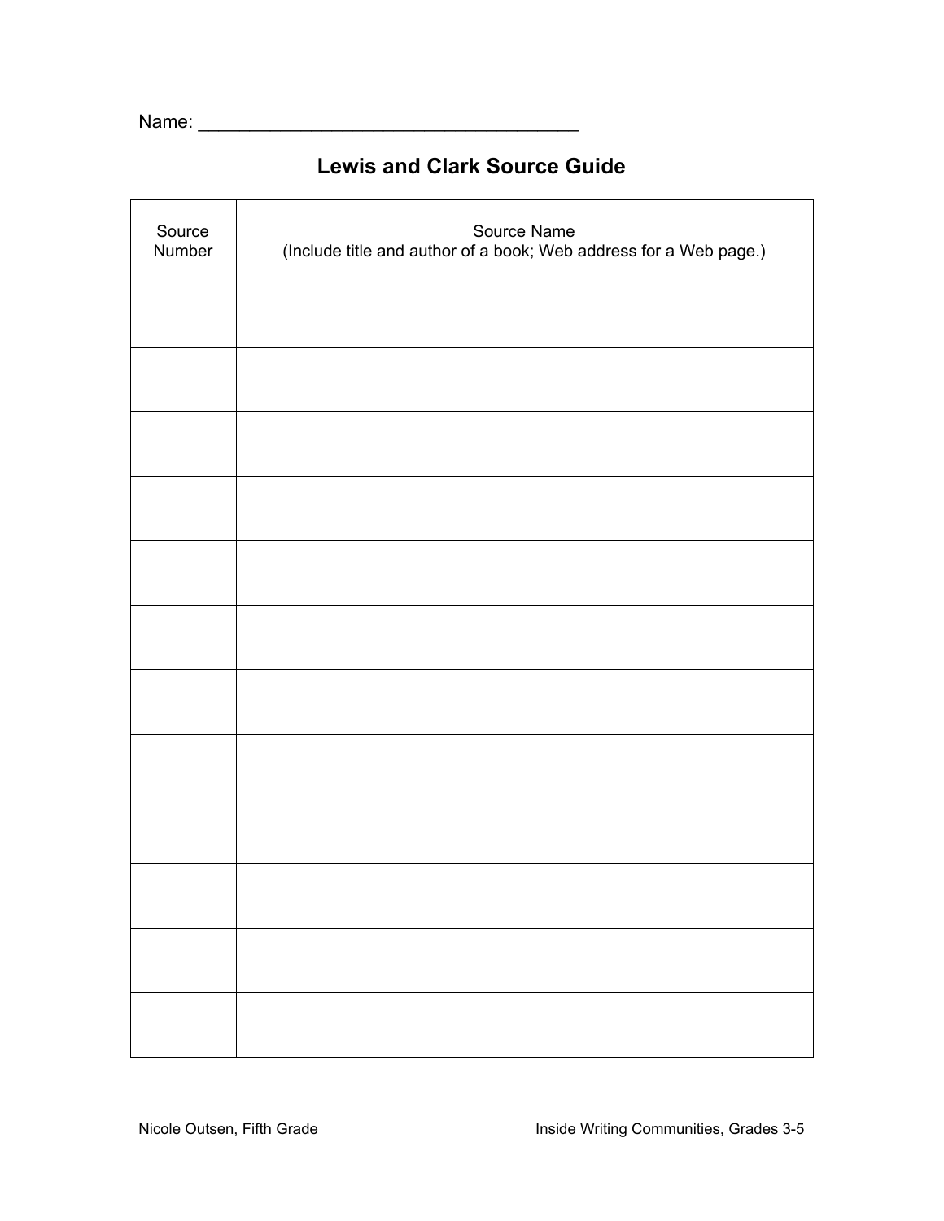Name: ______________________________________

## Lewis and Clark Source Guide

| Source Number | Source Name (Include title and author of a book; Web address for a Web page.) |
|---|---|
| | |
| | |
| | |
| | |
| | |
| | |
| | |
| | |
| | |
| | |
| | |
| | |

Nicole Outsen, Fifth Grade

Inside Writing Communities, Grades 3-5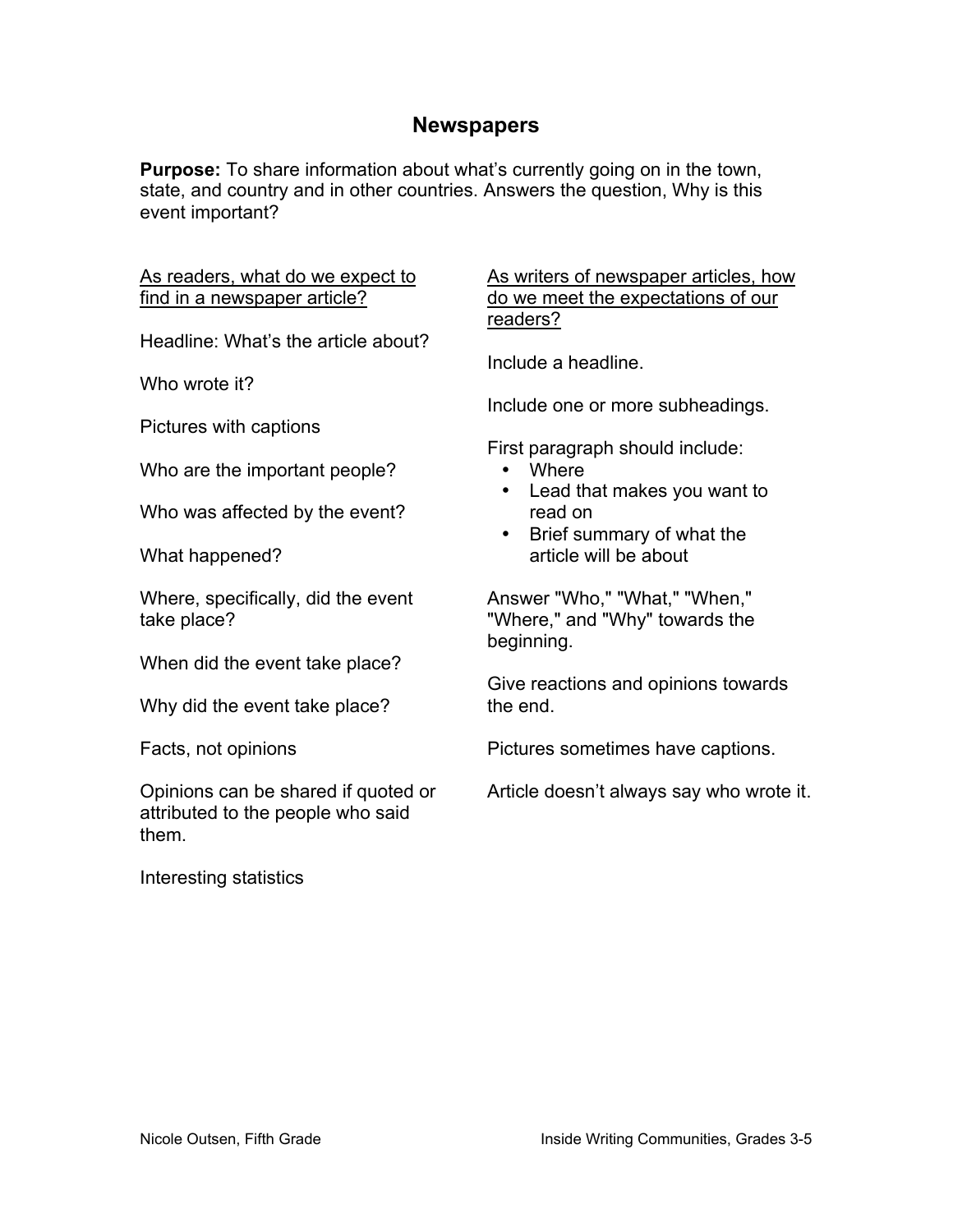# Newspapers

**Purpose:** To share information about what's currently going on in the town, state, and country and in other countries. Answers the question, Why is this event important?

<u>As readers, what do we expect to find in a newspaper article?</u>

Headline: What's the article about?

Who wrote it?

Pictures with captions

Who are the important people?

Who was affected by the event?

What happened?

Where, specifically, did the event take place?

When did the event take place?

Why did the event take place?

Facts, not opinions

Opinions can be shared if quoted or attributed to the people who said them.

Interesting statistics

<u>As writers of newspaper articles, how do we meet the expectations of our readers?</u>

Include a headline.

Include one or more subheadings.

First paragraph should include:

- Where
- Lead that makes you want to read on
- Brief summary of what the article will be about

Answer "Who," "What," "When," "Where," and "Why" towards the beginning.

Give reactions and opinions towards the end.

Pictures sometimes have captions.

Article doesn't always say who wrote it.

Nicole Outsen, Fifth Grade